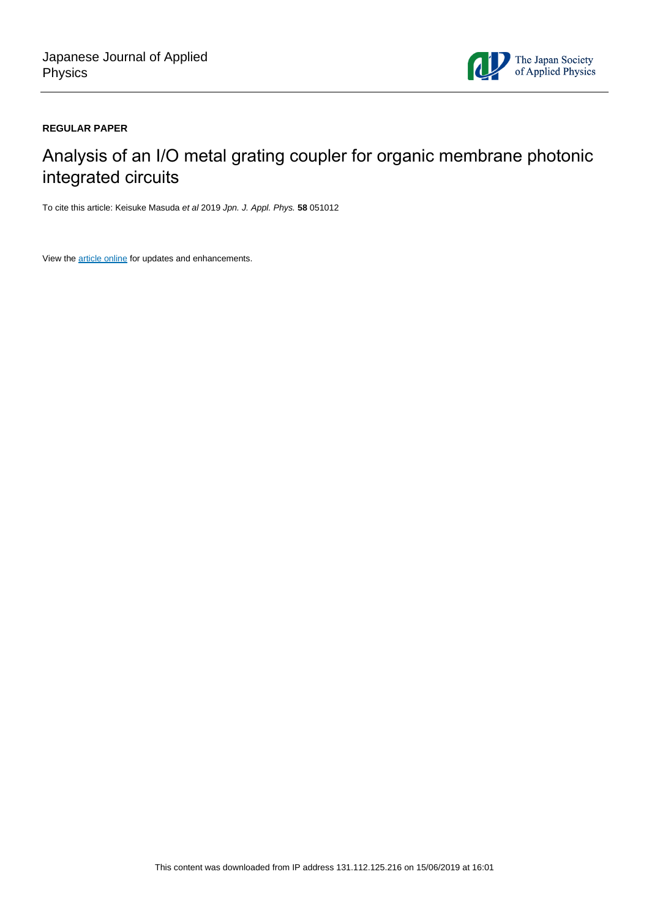Japanese Journal of Applied Physics

The Japan Society of Applied Physics

**REGULAR PAPER**

# Analysis of an I/O metal grating coupler for organic membrane photonic integrated circuits

To cite this article: Keisuke Masuda *et al* 2019 *Jpn. J. Appl. Phys.* **58** 051012

View the article online for updates and enhancements.

This content was downloaded from IP address 131.112.125.216 on 15/06/2019 at 16:01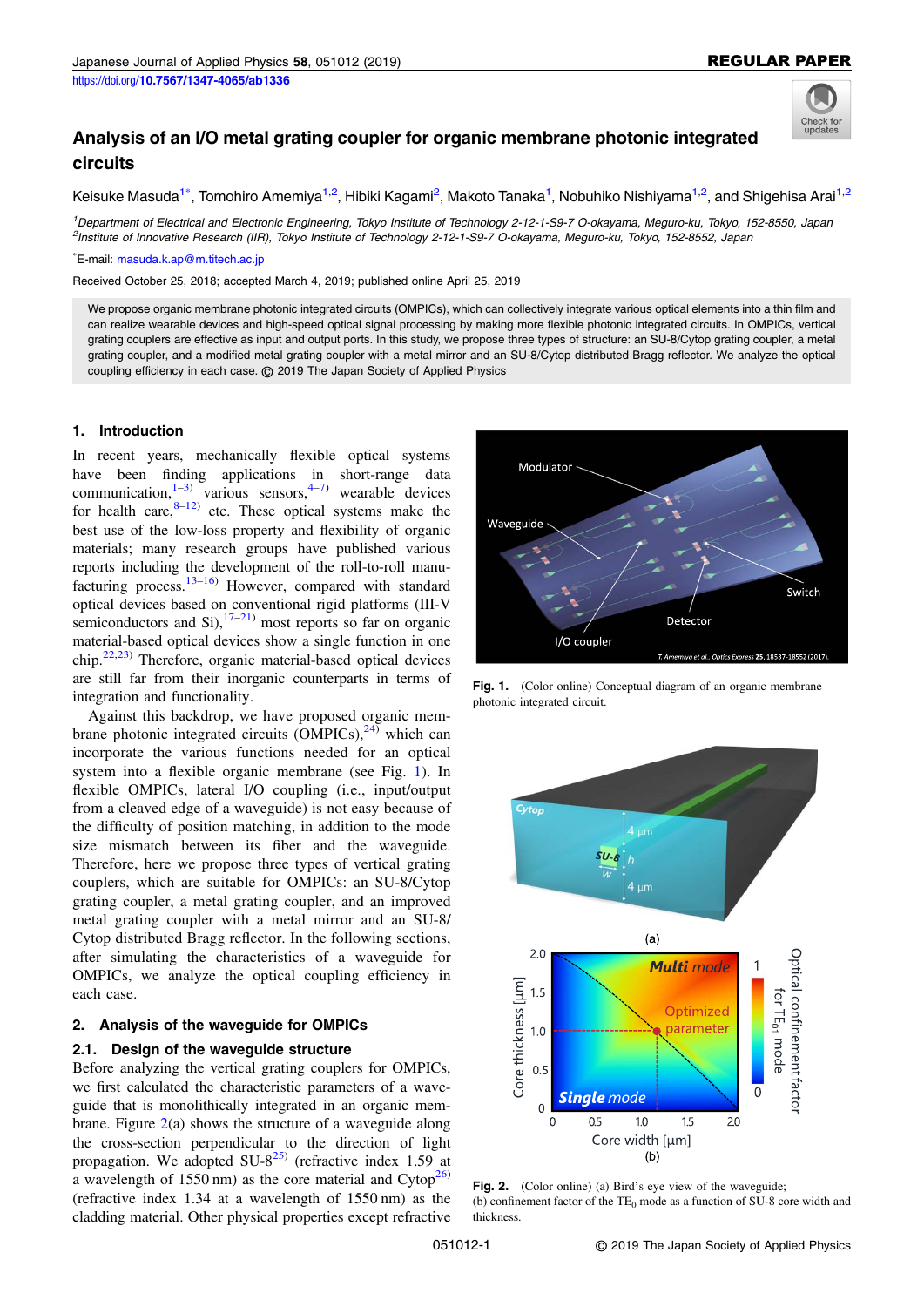# Analysis of an I/O metal grating coupler for organic membrane photonic integrated circuits

Keisuke Masuda[1*], Tomohiro Amemiya[1,2], Hibiki Kagami[2], Makoto Tanaka[1], Nobuhiko Nishiyama[1,2], and Shigehisa Arai[1,2]

[1]Department of Electrical and Electronic Engineering, Tokyo Institute of Technology 2-12-1-S9-7 O-okayama, Meguro-ku, Tokyo, 152-8550, Japan
[2]Institute of Innovative Research (IIR), Tokyo Institute of Technology 2-12-1-S9-7 O-okayama, Meguro-ku, Tokyo, 152-8552, Japan

[*]E-mail: masuda.k.ap@m.titech.ac.jp

Received October 25, 2018; accepted March 4, 2019; published online April 25, 2019

We propose organic membrane photonic integrated circuits (OMPICs), which can collectively integrate various optical elements into a thin film and can realize wearable devices and high-speed optical signal processing by making more flexible photonic integrated circuits. In OMPICs, vertical grating couplers are effective as input and output ports. In this study, we propose three types of structure: an SU-8/Cytop grating coupler, a metal grating coupler, and a modified metal grating coupler with a metal mirror and an SU-8/Cytop distributed Bragg reflector. We analyze the optical coupling efficiency in each case. © 2019 The Japan Society of Applied Physics

## 1. Introduction

In recent years, mechanically flexible optical systems have been finding applications in short-range data communication,[1–3] various sensors,[4–7] wearable devices for health care,[8–12] etc. These optical systems make the best use of the low-loss property and flexibility of organic materials; many research groups have published various reports including the development of the roll-to-roll manufacturing process.[13–16] However, compared with standard optical devices based on conventional rigid platforms (III-V semiconductors and Si),[17–21] most reports so far on organic material-based optical devices show a single function in one chip.[22,23] Therefore, organic material-based optical devices are still far from their inorganic counterparts in terms of integration and functionality.

Against this backdrop, we have proposed organic membrane photonic integrated circuits (OMPICs),[24] which can incorporate the various functions needed for an optical system into a flexible organic membrane (see Fig. 1). In flexible OMPICs, lateral I/O coupling (i.e., input/output from a cleaved edge of a waveguide) is not easy because of the difficulty of position matching, in addition to the mode size mismatch between its fiber and the waveguide. Therefore, here we propose three types of vertical grating couplers, which are suitable for OMPICs: an SU-8/Cytop grating coupler, a metal grating coupler, and an improved metal grating coupler with a metal mirror and an SU-8/Cytop distributed Bragg reflector. In the following sections, after simulating the characteristics of a waveguide for OMPICs, we analyze the optical coupling efficiency in each case.

Fig. 1. (Color online) Conceptual diagram of an organic membrane photonic integrated circuit.

## 2. Analysis of the waveguide for OMPICs

### 2.1. Design of the waveguide structure

Before analyzing the vertical grating couplers for OMPICs, we first calculated the characteristic parameters of a waveguide that is monolithically integrated in an organic membrane. Figure 2(a) shows the structure of a waveguide along the cross-section perpendicular to the direction of light propagation. We adopted SU-8[25] (refractive index 1.59 at a wavelength of 1550 nm) as the core material and Cytop[26] (refractive index 1.34 at a wavelength of 1550 nm) as the cladding material. Other physical properties except refractive

Fig. 2. (Color online) (a) Bird's eye view of the waveguide; (b) confinement factor of the $TE_0$ mode as a function of SU-8 core width and thickness.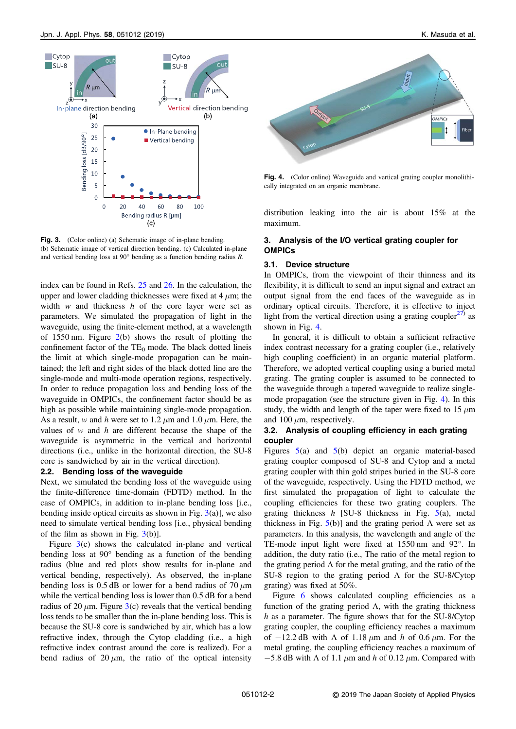Fig. 3. (Color online) (a) Schematic image of in-plane bending. (b) Schematic image of vertical direction bending. (c) Calculated in-plane and vertical bending loss at 90° bending as a function bending radius $R$.

index can be found in Refs. 25 and 26. In the calculation, the upper and lower cladding thicknesses were fixed at 4 $\mu$m; the width $w$ and thickness $h$ of the core layer were set as parameters. We simulated the propagation of light in the waveguide, using the finite-element method, at a wavelength of 1550 nm. Figure 2(b) shows the result of plotting the confinement factor of the $TE_0$ mode. The black dotted lineis the limit at which single-mode propagation can be maintained; the left and right sides of the black dotted line are the single-mode and multi-mode operation regions, respectively. In order to reduce propagation loss and bending loss of the waveguide in OMPICs, the confinement factor should be as high as possible while maintaining single-mode propagation. As a result, $w$ and $h$ were set to 1.2 $\mu$m and 1.0 $\mu$m. Here, the values of $w$ and $h$ are different because the shape of the waveguide is asymmetric in the vertical and horizontal directions (i.e., unlike in the horizontal direction, the SU-8 core is sandwiched by air in the vertical direction).

### 2.2. Bending loss of the waveguide

Next, we simulated the bending loss of the waveguide using the finite-difference time-domain (FDTD) method. In the case of OMPICs, in addition to in-plane bending loss [i.e., bending inside optical circuits as shown in Fig. 3(a)], we also need to simulate vertical bending loss [i.e., physical bending of the film as shown in Fig. 3(b)].

Figure 3(c) shows the calculated in-plane and vertical bending loss at 90° bending as a function of the bending radius (blue and red plots show results for in-plane and vertical bending, respectively). As observed, the in-plane bending loss is 0.5 dB or lower for a bend radius of 70 $\mu$m while the vertical bending loss is lower than 0.5 dB for a bend radius of 20 $\mu$m. Figure 3(c) reveals that the vertical bending loss tends to be smaller than the in-plane bending loss. This is because the SU-8 core is sandwiched by air, which has a low refractive index, through the Cytop cladding (i.e., a high refractive index contrast around the core is realized). For a bend radius of 20 $\mu$m, the ratio of the optical intensity distribution leaking into the air is about 15% at the maximum.

Fig. 4. (Color online) Waveguide and vertical grating coupler monolithically integrated on an organic membrane.

## 3. Analysis of the I/O vertical grating coupler for OMPICs

### 3.1. Device structure

In OMPICs, from the viewpoint of their thinness and its flexibility, it is difficult to send an input signal and extract an output signal from the end faces of the waveguide as in ordinary optical circuits. Therefore, it is effective to inject light from the vertical direction using a grating coupler[27] as shown in Fig. 4.

In general, it is difficult to obtain a sufficient refractive index contrast necessary for a grating coupler (i.e., relatively high coupling coefficient) in an organic material platform. Therefore, we adopted vertical coupling using a buried metal grating. The grating coupler is assumed to be connected to the waveguide through a tapered waveguide to realize single-mode propagation (see the structure given in Fig. 4). In this study, the width and length of the taper were fixed to 15 $\mu$m and 100 $\mu$m, respectively.

### 3.2. Analysis of coupling efficiency in each grating coupler

Figures 5(a) and 5(b) depict an organic material-based grating coupler composed of SU-8 and Cytop and a metal grating coupler with thin gold stripes buried in the SU-8 core of the waveguide, respectively. Using the FDTD method, we first simulated the propagation of light to calculate the coupling efficiencies for these two grating couplers. The grating thickness $h$ [SU-8 thickness in Fig. 5(a), metal thickness in Fig. 5(b)] and the grating period $\Lambda$ were set as parameters. In this analysis, the wavelength and angle of the TE-mode input light were fixed at 1550 nm and 92°. In addition, the duty ratio (i.e., The ratio of the metal region to the grating period $\Lambda$ for the metal grating, and the ratio of the SU-8 region to the grating period $\Lambda$ for the SU-8/Cytop grating) was fixed at 50%.

Figure 6 shows calculated coupling efficiencies as a function of the grating period $\Lambda$, with the grating thickness $h$ as a parameter. The figure shows that for the SU-8/Cytop grating coupler, the coupling efficiency reaches a maximum of $-12.2$ dB with $\Lambda$ of 1.18 $\mu$m and $h$ of 0.6 $\mu$m. For the metal grating, the coupling efficiency reaches a maximum of $-5.8$ dB with $\Lambda$ of 1.1 $\mu$m and $h$ of 0.12 $\mu$m. Compared with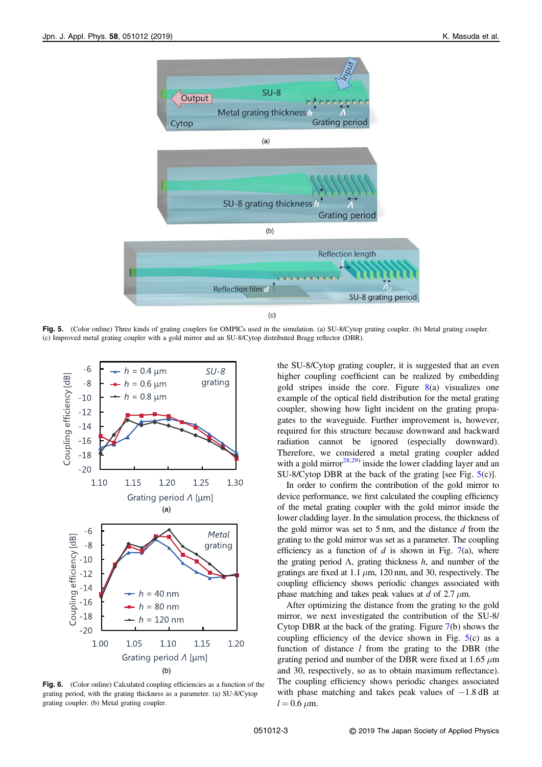Fig. 5. (Color online) Three kinds of grating couplers for OMPICs used in the simulation. (a) SU-8/Cytop grating coupler. (b) Metal grating coupler. (c) Improved metal grating coupler with a gold mirror and an SU-8/Cytop distributed Bragg reflector (DBR).

Fig. 6. (Color online) Calculated coupling efficiencies as a function of the grating period, with the grating thickness as a parameter. (a) SU-8/Cytop grating coupler. (b) Metal grating coupler.

the SU-8/Cytop grating coupler, it is suggested that an even higher coupling coefficient can be realized by embedding gold stripes inside the core. Figure 8(a) visualizes one example of the optical field distribution for the metal grating coupler, showing how light incident on the grating propagates to the waveguide. Further improvement is, however, required for this structure because downward and backward radiation cannot be ignored (especially downward). Therefore, we considered a metal grating coupler added with a gold mirror[28,29] inside the lower cladding layer and an SU-8/Cytop DBR at the back of the grating [see Fig. 5(c)].

In order to confirm the contribution of the gold mirror to device performance, we first calculated the coupling efficiency of the metal grating coupler with the gold mirror inside the lower cladding layer. In the simulation process, the thickness of the gold mirror was set to 5 nm, and the distance $d$ from the grating to the gold mirror was set as a parameter. The coupling efficiency as a function of $d$ is shown in Fig. 7(a), where the grating period $\Lambda$, grating thickness $h$, and number of the gratings are fixed at 1.1 $\mu$m, 120 nm, and 30, respectively. The coupling efficiency shows periodic changes associated with phase matching and takes peak values at $d$ of 2.7 $\mu$m.

After optimizing the distance from the grating to the gold mirror, we next investigated the contribution of the SU-8/Cytop DBR at the back of the grating. Figure 7(b) shows the coupling efficiency of the device shown in Fig. 5(c) as a function of distance $l$ from the grating to the DBR (the grating period and number of the DBR were fixed at 1.65 $\mu$m and 30, respectively, so as to obtain maximum reflectance). The coupling efficiency shows periodic changes associated with phase matching and takes peak values of $-1.8$ dB at $l = 0.6$ $\mu$m.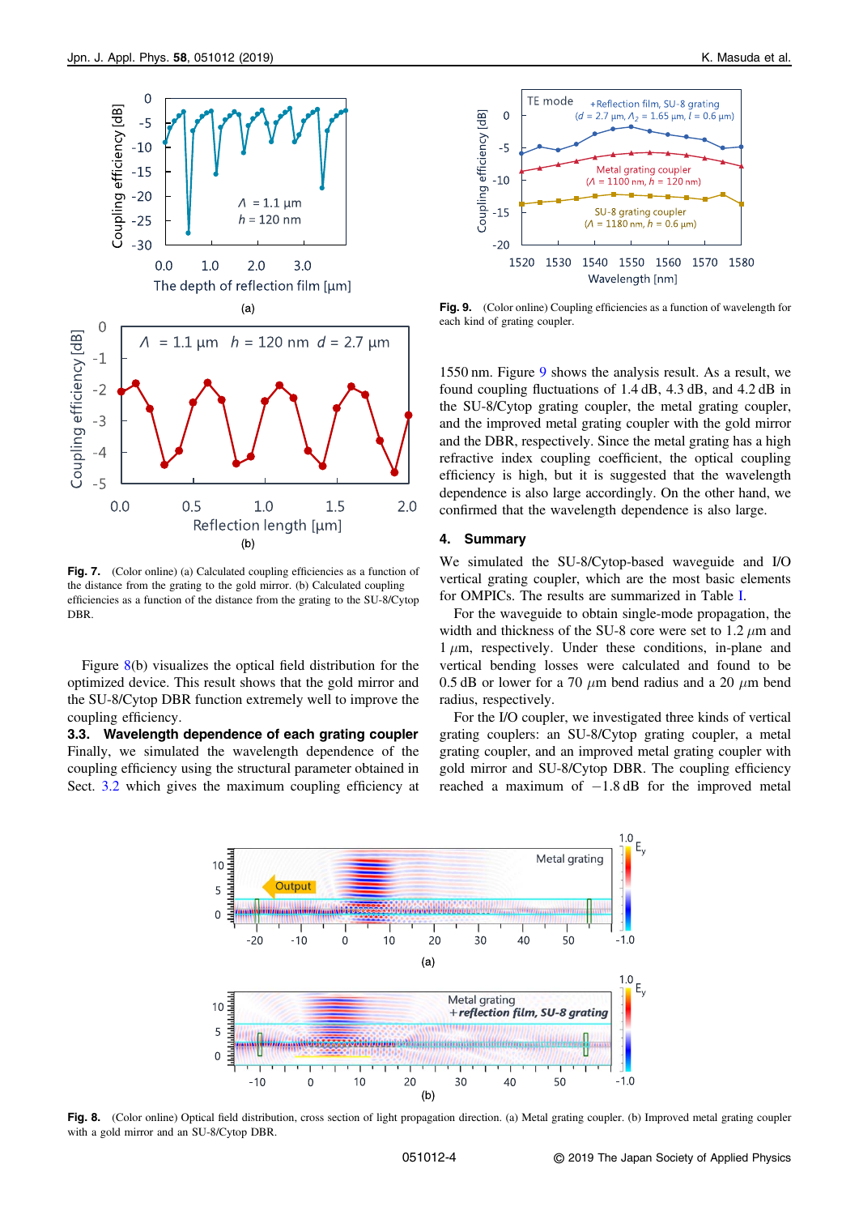**Fig. 7.** (Color online) (a) Calculated coupling efficiencies as a function of the distance from the grating to the gold mirror. (b) Calculated coupling efficiencies as a function of the distance from the grating to the SU-8/Cytop DBR.

Figure 8(b) visualizes the optical field distribution for the optimized device. This result shows that the gold mirror and the SU-8/Cytop DBR function extremely well to improve the coupling efficiency.

### 3.3. Wavelength dependence of each grating coupler

Finally, we simulated the wavelength dependence of the coupling efficiency using the structural parameter obtained in Sect. 3.2 which gives the maximum coupling efficiency at 1550 nm. Figure 9 shows the analysis result. As a result, we found coupling fluctuations of 1.4 dB, 4.3 dB, and 4.2 dB in the SU-8/Cytop grating coupler, the metal grating coupler, and the improved metal grating coupler with the gold mirror and the DBR, respectively. Since the metal grating has a high refractive index coupling coefficient, the optical coupling efficiency is high, but it is suggested that the wavelength dependence is also large accordingly. On the other hand, we confirmed that the wavelength dependence is also large.

**Fig. 9.** (Color online) Coupling efficiencies as a function of wavelength for each kind of grating coupler.

## 4. Summary

We simulated the SU-8/Cytop-based waveguide and I/O vertical grating coupler, which are the most basic elements for OMPICs. The results are summarized in Table I.

For the waveguide to obtain single-mode propagation, the width and thickness of the SU-8 core were set to 1.2 $\mu$m and 1 $\mu$m, respectively. Under these conditions, in-plane and vertical bending losses were calculated and found to be 0.5 dB or lower for a 70 $\mu$m bend radius and a 20 $\mu$m bend radius, respectively.

For the I/O coupler, we investigated three kinds of vertical grating couplers: an SU-8/Cytop grating coupler, a metal grating coupler, and an improved metal grating coupler with gold mirror and SU-8/Cytop DBR. The coupling efficiency reached a maximum of $-1.8$ dB for the improved metal

**Fig. 8.** (Color online) Optical field distribution, cross section of light propagation direction. (a) Metal grating coupler. (b) Improved metal grating coupler with a gold mirror and an SU-8/Cytop DBR.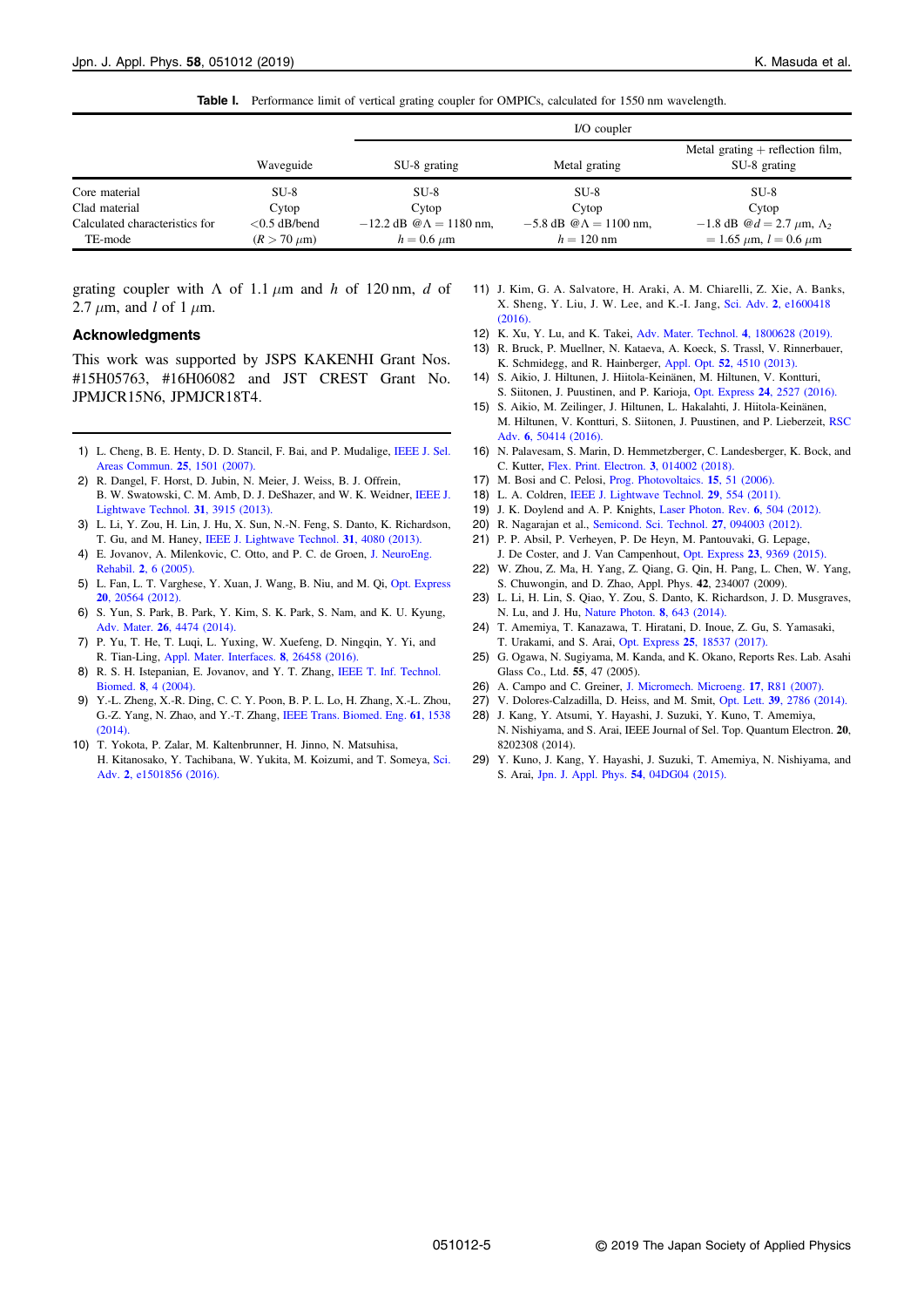**Table I.** Performance limit of vertical grating coupler for OMPICs, calculated for 1550 nm wavelength.

| | Waveguide | I/O coupler | | |
|---|---|---|---|---|
| | | SU-8 grating | Metal grating | Metal grating + reflection film, SU-8 grating |
| Core material | SU-8 | SU-8 | SU-8 | SU-8 |
| Clad material | Cytop | Cytop | Cytop | Cytop |
| Calculated characteristics for TE-mode | <0.5 dB/bend ($R > 70$ μm) | −12.2 dB @$\Lambda = 1180$ nm, $h = 0.6$ μm | −5.8 dB @$\Lambda = 1100$ nm, $h = 120$ nm | −1.8 dB @$d = 2.7$ μm, $\Lambda_2 = 1.65$ μm, $l = 0.6$ μm |

grating coupler with $\Lambda$ of 1.1 μm and $h$ of 120 nm, $d$ of 2.7 μm, and $l$ of 1 μm.

## Acknowledgments

This work was supported by JSPS KAKENHI Grant Nos. #15H05763, #16H06082 and JST CREST Grant No. JPMJCR15N6, JPMJCR18T4.

1) L. Cheng, B. E. Henty, D. D. Stancil, F. Bai, and P. Mudalige, IEEE J. Sel. Areas Commun. **25**, 1501 (2007).
2) R. Dangel, F. Horst, D. Jubin, N. Meier, J. Weiss, B. J. Offrein, B. W. Swatowski, C. M. Amb, D. J. DeShazer, and W. K. Weidner, IEEE J. Lightwave Technol. **31**, 3915 (2013).
3) L. Li, Y. Zou, H. Lin, J. Hu, X. Sun, N.-N. Feng, S. Danto, K. Richardson, T. Gu, and M. Haney, IEEE J. Lightwave Technol. **31**, 4080 (2013).
4) E. Jovanov, A. Milenkovic, C. Otto, and P. C. de Groen, J. NeuroEng. Rehabil. **2**, 6 (2005).
5) L. Fan, L. T. Varghese, Y. Xuan, J. Wang, B. Niu, and M. Qi, Opt. Express **20**, 20564 (2012).
6) S. Yun, S. Park, B. Park, Y. Kim, S. K. Park, S. Nam, and K. U. Kyung, Adv. Mater. **26**, 4474 (2014).
7) P. Yu, T. He, T. Luqi, L. Yuxing, W. Xuefeng, D. Ningqin, Y. Yi, and R. Tian-Ling, Appl. Mater. Interfaces. **8**, 26458 (2016).
8) R. S. H. Istepanian, E. Jovanov, and Y. T. Zhang, IEEE T. Inf. Technol. Biomed. **8**, 4 (2004).
9) Y.-L. Zheng, X.-R. Ding, C. C. Y. Poon, B. P. L. Lo, H. Zhang, X.-L. Zhou, G.-Z. Yang, N. Zhao, and Y.-T. Zhang, IEEE Trans. Biomed. Eng. **61**, 1538 (2014).
10) T. Yokota, P. Zalar, M. Kaltenbrunner, H. Jinno, N. Matsuhisa, H. Kitanosako, Y. Tachibana, W. Yukita, M. Koizumi, and T. Someya, Sci. Adv. **2**, e1501856 (2016).
11) J. Kim, G. A. Salvatore, H. Araki, A. M. Chiarelli, Z. Xie, A. Banks, X. Sheng, Y. Liu, J. W. Lee, and K.-I. Jang, Sci. Adv. **2**, e1600418 (2016).
12) K. Xu, Y. Lu, and K. Takei, Adv. Mater. Technol. **4**, 1800628 (2019).
13) R. Bruck, P. Muellner, N. Kataeva, A. Koeck, S. Trassl, V. Rinnerbauer, K. Schmidegg, and R. Hainberger, Appl. Opt. **52**, 4510 (2013).
14) S. Aikio, J. Hiltunen, J. Hiitola-Keinänen, M. Hiltunen, V. Kontturi, S. Siitonen, J. Puustinen, and P. Karioja, Opt. Express **24**, 2527 (2016).
15) S. Aikio, M. Zeilinger, J. Hiltunen, L. Hakalahti, J. Hiitola-Keinänen, M. Hiltunen, V. Kontturi, S. Siitonen, J. Puustinen, and P. Lieberzeit, RSC Adv. **6**, 50414 (2016).
16) N. Palavesam, S. Marin, D. Hemmetzberger, C. Landesberger, K. Bock, and C. Kutter, Flex. Print. Electron. **3**, 014002 (2018).
17) M. Bosi and C. Pelosi, Prog. Photovoltaics. **15**, 51 (2006).
18) L. A. Coldren, IEEE J. Lightwave Technol. **29**, 554 (2011).
19) J. K. Doylend and A. P. Knights, Laser Photon. Rev. **6**, 504 (2012).
20) R. Nagarajan et al., Semicond. Sci. Technol. **27**, 094003 (2012).
21) P. P. Absil, P. Verheyen, P. De Heyn, M. Pantouvaki, G. Lepage, J. De Coster, and J. Van Campenhout, Opt. Express **23**, 9369 (2015).
22) W. Zhou, Z. Ma, H. Yang, Z. Qiang, G. Qin, H. Pang, L. Chen, W. Yang, S. Chuwongin, and D. Zhao, Appl. Phys. **42**, 234007 (2009).
23) L. Li, H. Lin, S. Qiao, Y. Zou, S. Danto, K. Richardson, J. D. Musgraves, N. Lu, and J. Hu, Nature Photon. **8**, 643 (2014).
24) T. Amemiya, T. Kanazawa, T. Hiratani, D. Inoue, Z. Gu, S. Yamasaki, T. Urakami, and S. Arai, Opt. Express **25**, 18537 (2017).
25) G. Ogawa, N. Sugiyama, M. Kanda, and K. Okano, Reports Res. Lab. Asahi Glass Co., Ltd. **55**, 47 (2005).
26) A. Campo and C. Greiner, J. Micromech. Microeng. **17**, R81 (2007).
27) V. Dolores-Calzadilla, D. Heiss, and M. Smit, Opt. Lett. **39**, 2786 (2014).
28) J. Kang, Y. Atsumi, Y. Hayashi, J. Suzuki, Y. Kuno, T. Amemiya, N. Nishiyama, and S. Arai, IEEE Journal of Sel. Top. Quantum Electron. **20**, 8202308 (2014).
29) Y. Kuno, J. Kang, Y. Hayashi, J. Suzuki, T. Amemiya, N. Nishiyama, and S. Arai, Jpn. J. Appl. Phys. **54**, 04DG04 (2015).